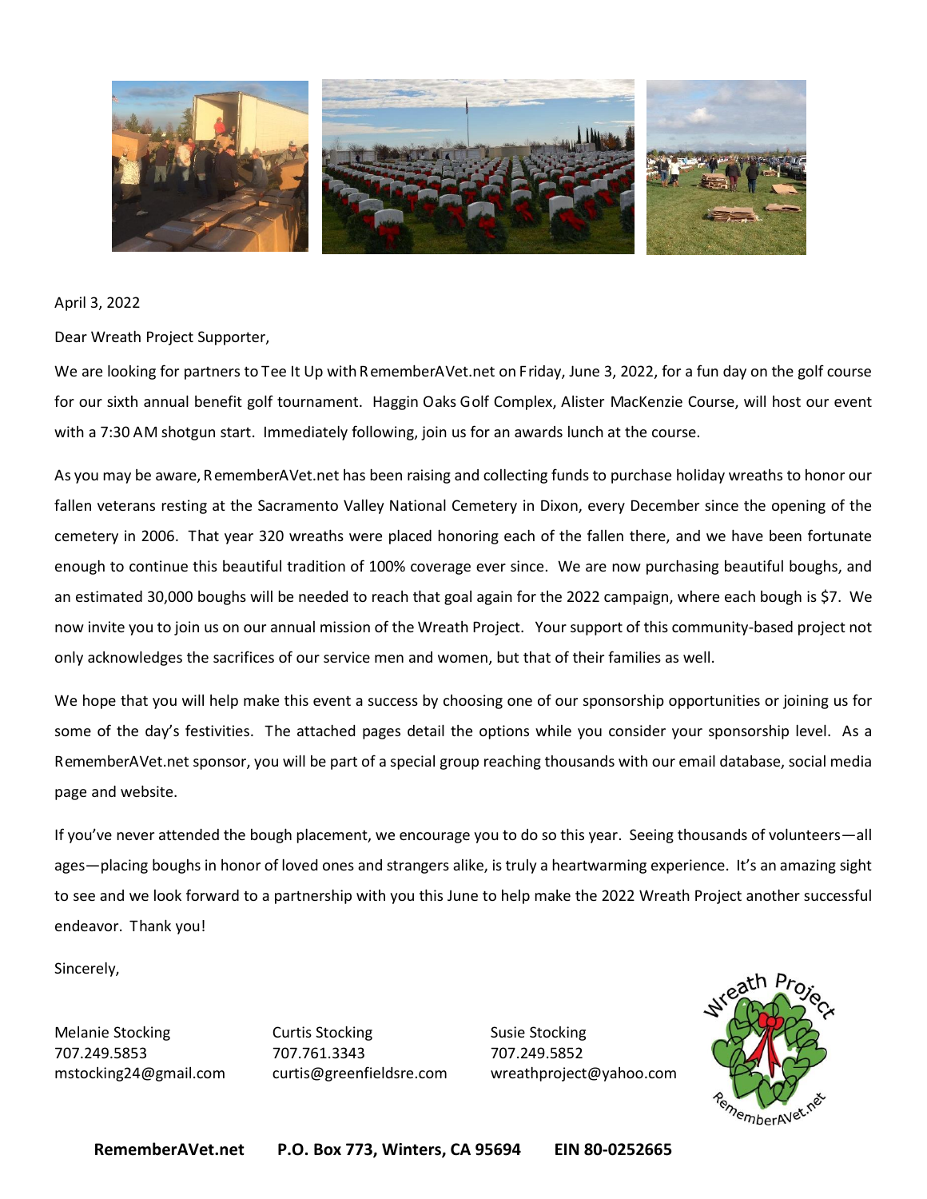April 3, 2022

Dear Wreath Project Supporter,

We are looking for partners to Tee It Up with RememberAVet.net on Friday, June 3, 2022, for a fun day on the golf course for our sixth annual benefit golf tournament. Haggin Oaks Golf Complex, Alister MacKenzie Course, will host our event with a 7:30 AM shotgun start. Immediately following, join us for an awards lunch at the course.

As you may be aware, RememberAVet.net has been raising and collecting funds to purchase holiday wreaths to honor our fallen veterans resting at the Sacramento Valley National Cemetery in Dixon, every December since the opening of the cemetery in 2006. That year 320 wreaths were placed honoring each of the fallen there, and we have been fortunate enough to continue this beautiful tradition of 100% coverage ever since. We are now purchasing beautiful boughs, and an estimated 30,000 boughs will be needed to reach that goal again for the 2022 campaign, where each bough is $7. We now invite you to join us on our annual mission of the Wreath Project. Your support of this community-based project not only acknowledges the sacrifices of our service men and women, but that of their families as well.

We hope that you will help make this event a success by choosing one of our sponsorship opportunities or joining us for some of the day's festivities. The attached pages detail the options while you consider your sponsorship level. As a RememberAVet.net sponsor, you will be part of a special group reaching thousands with our email database, social media page and website.

If you've never attended the bough placement, we encourage you to do so this year. Seeing thousands of volunteers—all ages—placing boughs in honor of loved ones and strangers alike, is truly a heartwarming experience. It's an amazing sight to see and we look forward to a partnership with you this June to help make the 2022 Wreath Project another successful endeavor. Thank you!

Sincerely,

Melanie Stocking
707.249.5853
mstocking24@gmail.com

Curtis Stocking
707.761.3343
curtis@greenfieldsre.com

Susie Stocking
707.249.5852
wreathproject@yahoo.com

Wreath Project
RememberAVet.net

**RememberAVet.net P.O. Box 773, Winters, CA 95694 EIN 80-0252665**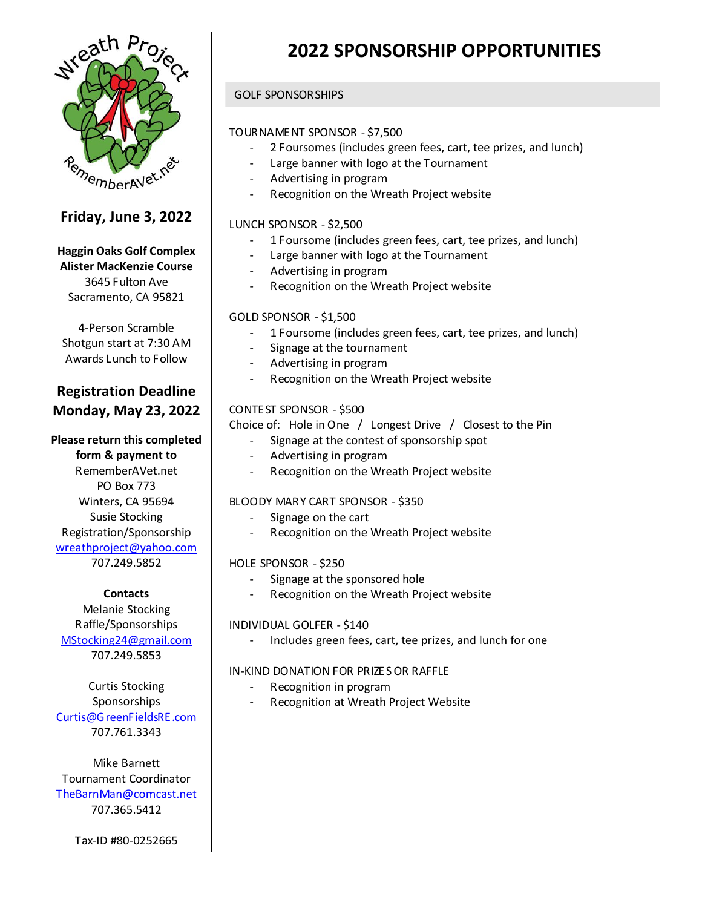Wreath Project

RememberAVet.net

**Friday, June 3, 2022**

**Haggin Oaks Golf Complex**
**Alister MacKenzie Course**
3645 Fulton Ave
Sacramento, CA 95821

4-Person Scramble
Shotgun start at 7:30 AM
Awards Lunch to Follow

**Registration Deadline**
**Monday, May 23, 2022**

**Please return this completed form & payment to**
RememberAVet.net
PO Box 773
Winters, CA 95694
Susie Stocking
Registration/Sponsorship
wreathproject@yahoo.com
707.249.5852

**Contacts**

Melanie Stocking
Raffle/Sponsorships
MStocking24@gmail.com
707.249.5853

Curtis Stocking
Sponsorships
Curtis@GreenFieldsRE.com
707.761.3343

Mike Barnett
Tournament Coordinator
TheBarnMan@comcast.net
707.365.5412

Tax-ID #80-0252665

# 2022 SPONSORSHIP OPPORTUNITIES

## GOLF SPONSORSHIPS

TOURNAMENT SPONSOR - $7,500

- 2 Foursomes (includes green fees, cart, tee prizes, and lunch)
- Large banner with logo at the Tournament
- Advertising in program
- Recognition on the Wreath Project website

LUNCH SPONSOR - $2,500

- 1 Foursome (includes green fees, cart, tee prizes, and lunch)
- Large banner with logo at the Tournament
- Advertising in program
- Recognition on the Wreath Project website

GOLD SPONSOR - $1,500

- 1 Foursome (includes green fees, cart, tee prizes, and lunch)
- Signage at the tournament
- Advertising in program
- Recognition on the Wreath Project website

CONTEST SPONSOR - $500

Choice of: Hole in One / Longest Drive / Closest to the Pin

- Signage at the contest of sponsorship spot
- Advertising in program
- Recognition on the Wreath Project website

BLOODY MARY CART SPONSOR - $350

- Signage on the cart
- Recognition on the Wreath Project website

HOLE SPONSOR - $250

- Signage at the sponsored hole
- Recognition on the Wreath Project website

INDIVIDUAL GOLFER - $140

- Includes green fees, cart, tee prizes, and lunch for one

IN-KIND DONATION FOR PRIZES OR RAFFLE

- Recognition in program
- Recognition at Wreath Project Website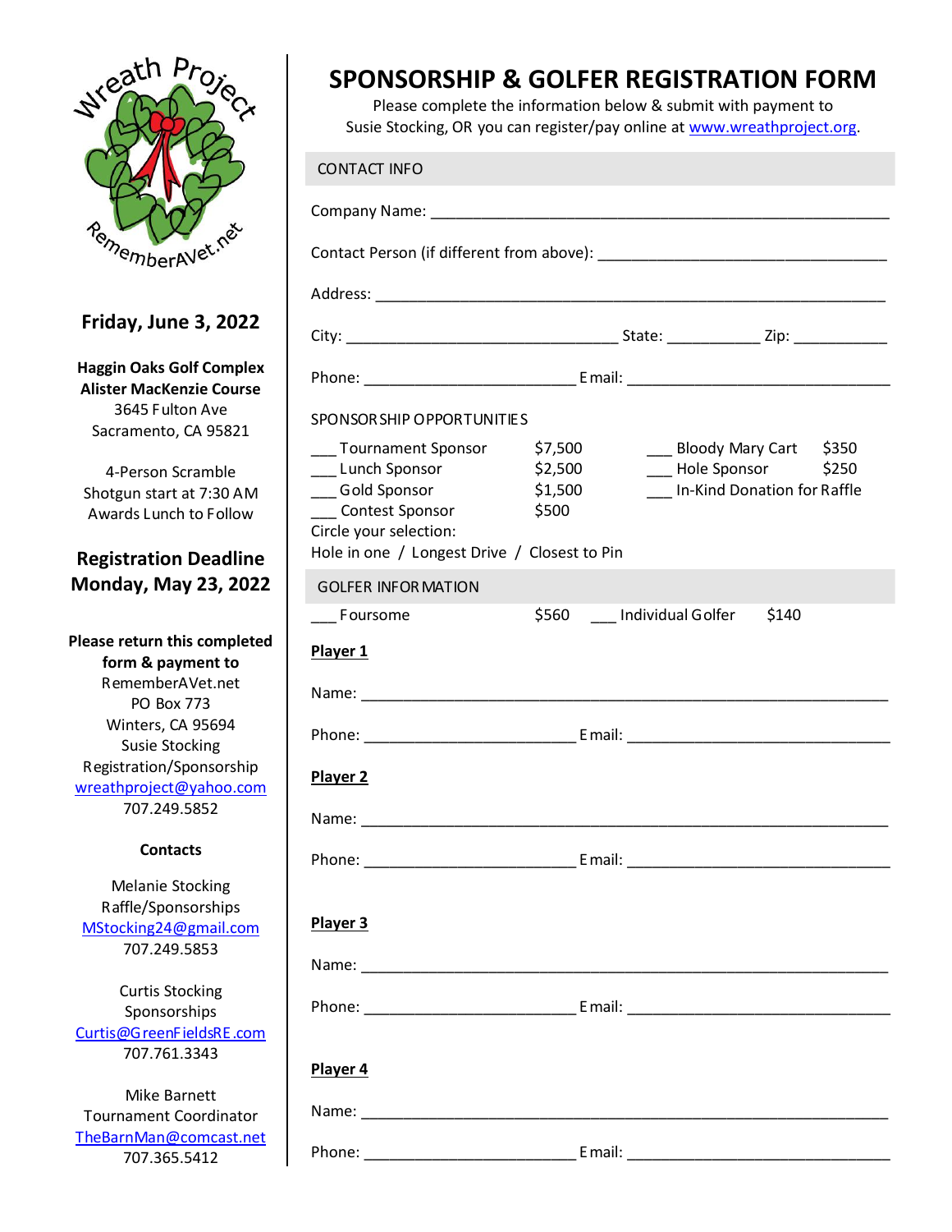# SPONSORSHIP & GOLFER REGISTRATION FORM

Please complete the information below & submit with payment to Susie Stocking, OR you can register/pay online at www.wreathproject.org.

Wreath Project
RememberAVet.net

**Friday, June 3, 2022**

**Haggin Oaks Golf Complex**
**Alister MacKenzie Course**
3645 Fulton Ave
Sacramento, CA 95821

4-Person Scramble
Shotgun start at 7:30 AM
Awards Lunch to Follow

**Registration Deadline**
**Monday, May 23, 2022**

**Please return this completed form & payment to**
RememberAVet.net
PO Box 773
Winters, CA 95694
Susie Stocking
Registration/Sponsorship
wreathproject@yahoo.com
707.249.5852

**Contacts**

Melanie Stocking
Raffle/Sponsorships
MStocking24@gmail.com
707.249.5853

Curtis Stocking
Sponsorships
Curtis@GreenFieldsRE.com
707.761.3343

Mike Barnett
Tournament Coordinator
TheBarnMan@comcast.net
707.365.5412

## CONTACT INFO

Company Name: ____________________________________________

Contact Person (if different from above): ____________________________

Address: _________________________________________________

City: ___________________________ State: __________ Zip: __________

Phone: ______________________ Email: ___________________________

SPONSORSHIP OPPORTUNITIES

| | | | |
|---|---|---|---|
| ___ Tournament Sponsor | $7,500 | ___ Bloody Mary Cart | $350 |
| ___ Lunch Sponsor | $2,500 | ___ Hole Sponsor | $250 |
| ___ Gold Sponsor | $1,500 | ___ In-Kind Donation for Raffle | |
| ___ Contest Sponsor | $500 | | |

Circle your selection:
Hole in one / Longest Drive / Closest to Pin

## GOLFER INFORMATION

___ Foursome $560 ___ Individual Golfer $140

**Player 1**

Name: _________________________________________________

Phone: ______________________ Email: ___________________________

**Player 2**

Name: _________________________________________________

Phone: ______________________ Email: ___________________________

**Player 3**

Name: _________________________________________________

Phone: ______________________ Email: ___________________________

**Player 4**

Name: _________________________________________________

Phone: ______________________ Email: ___________________________